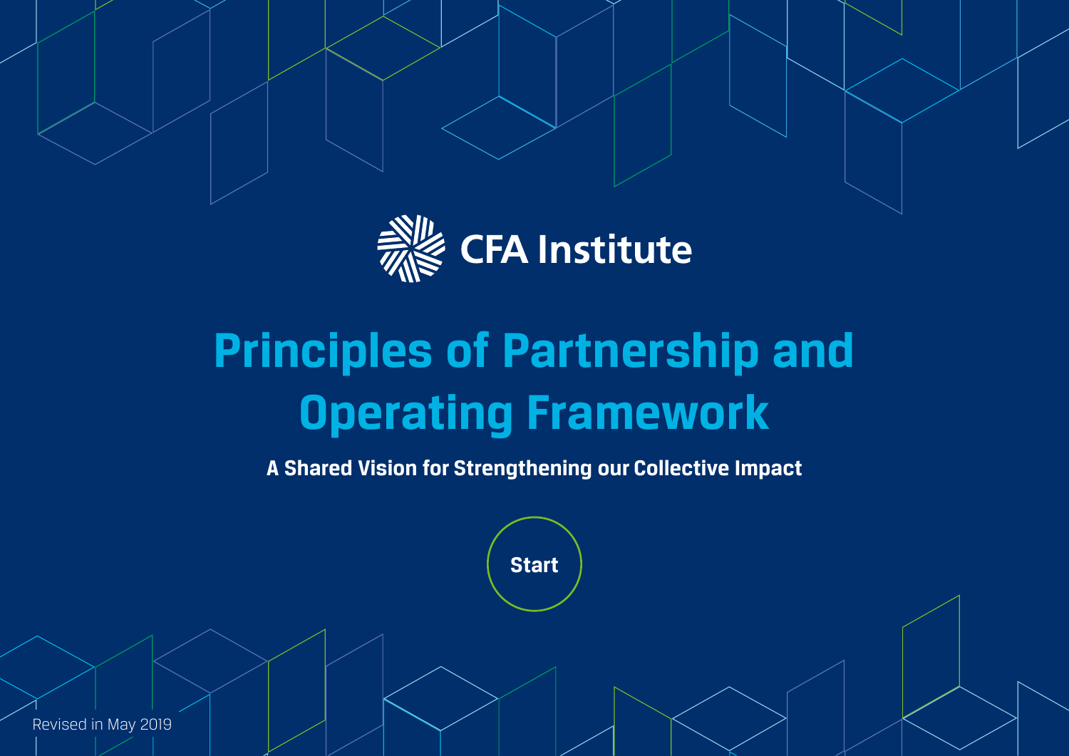CFA Institute

# Principles of Partnership and Operating Framework

**A Shared Vision for Strengthening our Collective Impact**

Start

Revised in May 2019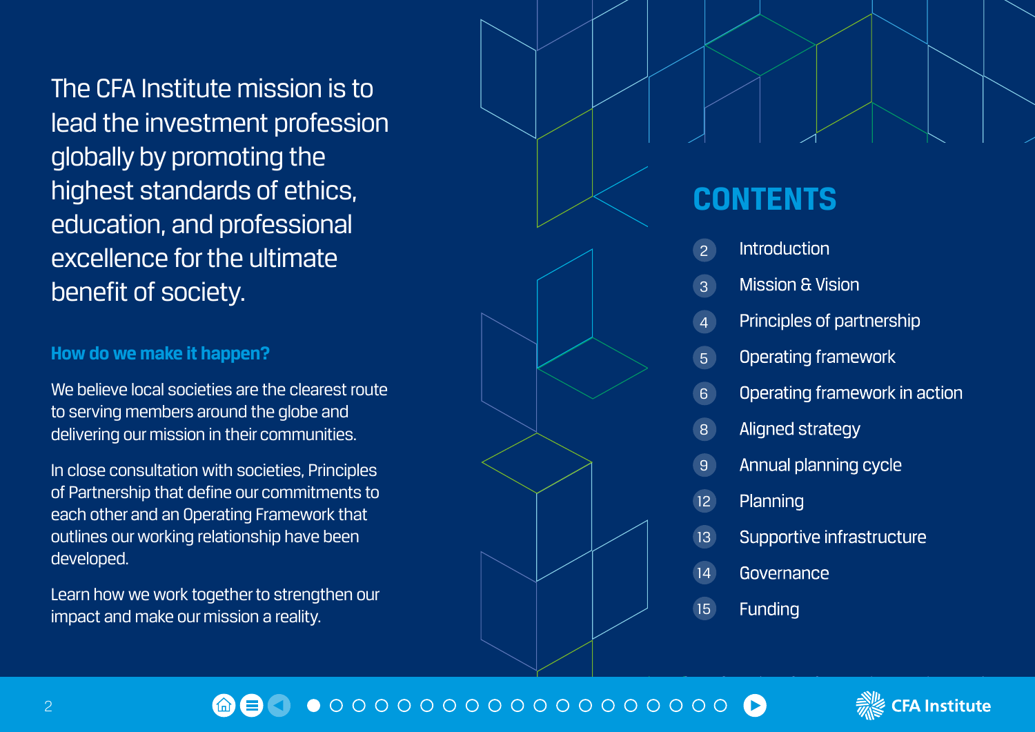The CFA Institute mission is to lead the investment profession globally by promoting the highest standards of ethics, education, and professional excellence for the ultimate benefit of society.

### How do we make it happen?

We believe local societies are the clearest route to serving members around the globe and delivering our mission in their communities.

In close consultation with societies, Principles of Partnership that define our commitments to each other and an Operating Framework that outlines our working relationship have been developed.

Learn how we work together to strengthen our impact and make our mission a reality.

## CONTENTS

- 2 Introduction
- 3 Mission & Vision
- 4 Principles of partnership
- 5 Operating framework
- 6 Operating framework in action
- 8 Aligned strategy
- 9 Annual planning cycle
- 12 Planning
- 13 Supportive infrastructure
- 14 Governance
- 15 Funding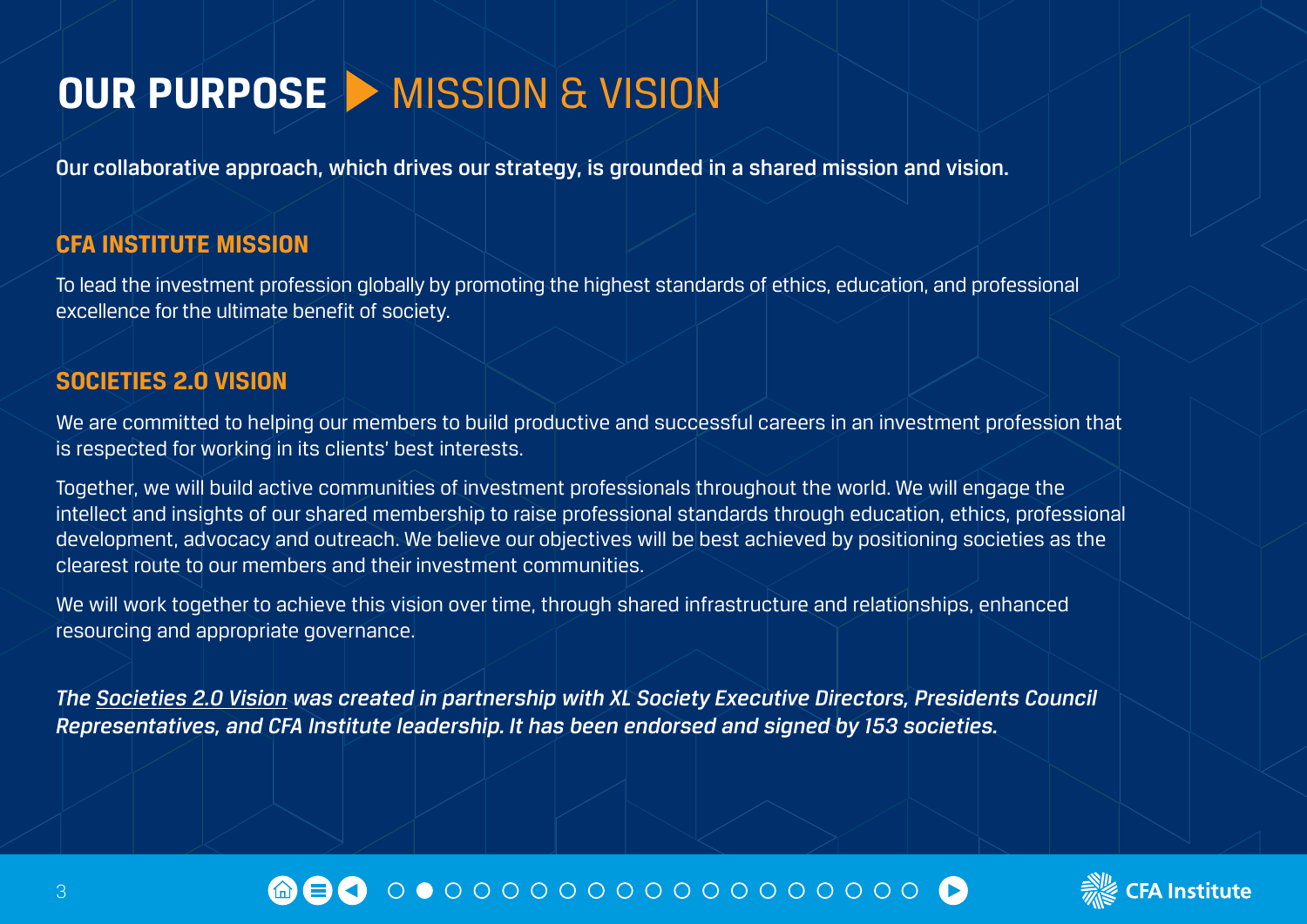# OUR PURPOSE ▶ MISSION & VISION

**Our collaborative approach, which drives our strategy, is grounded in a shared mission and vision.**

## CFA INSTITUTE MISSION

To lead the investment profession globally by promoting the highest standards of ethics, education, and professional excellence for the ultimate benefit of society.

## SOCIETIES 2.0 VISION

We are committed to helping our members to build productive and successful careers in an investment profession that is respected for working in its clients' best interests.

Together, we will build active communities of investment professionals throughout the world. We will engage the intellect and insights of our shared membership to raise professional standards through education, ethics, professional development, advocacy and outreach. We believe our objectives will be best achieved by positioning societies as the clearest route to our members and their investment communities.

We will work together to achieve this vision over time, through shared infrastructure and relationships, enhanced resourcing and appropriate governance.

***The Societies 2.0 Vision was created in partnership with XL Society Executive Directors, Presidents Council Representatives, and CFA Institute leadership. It has been endorsed and signed by 153 societies.***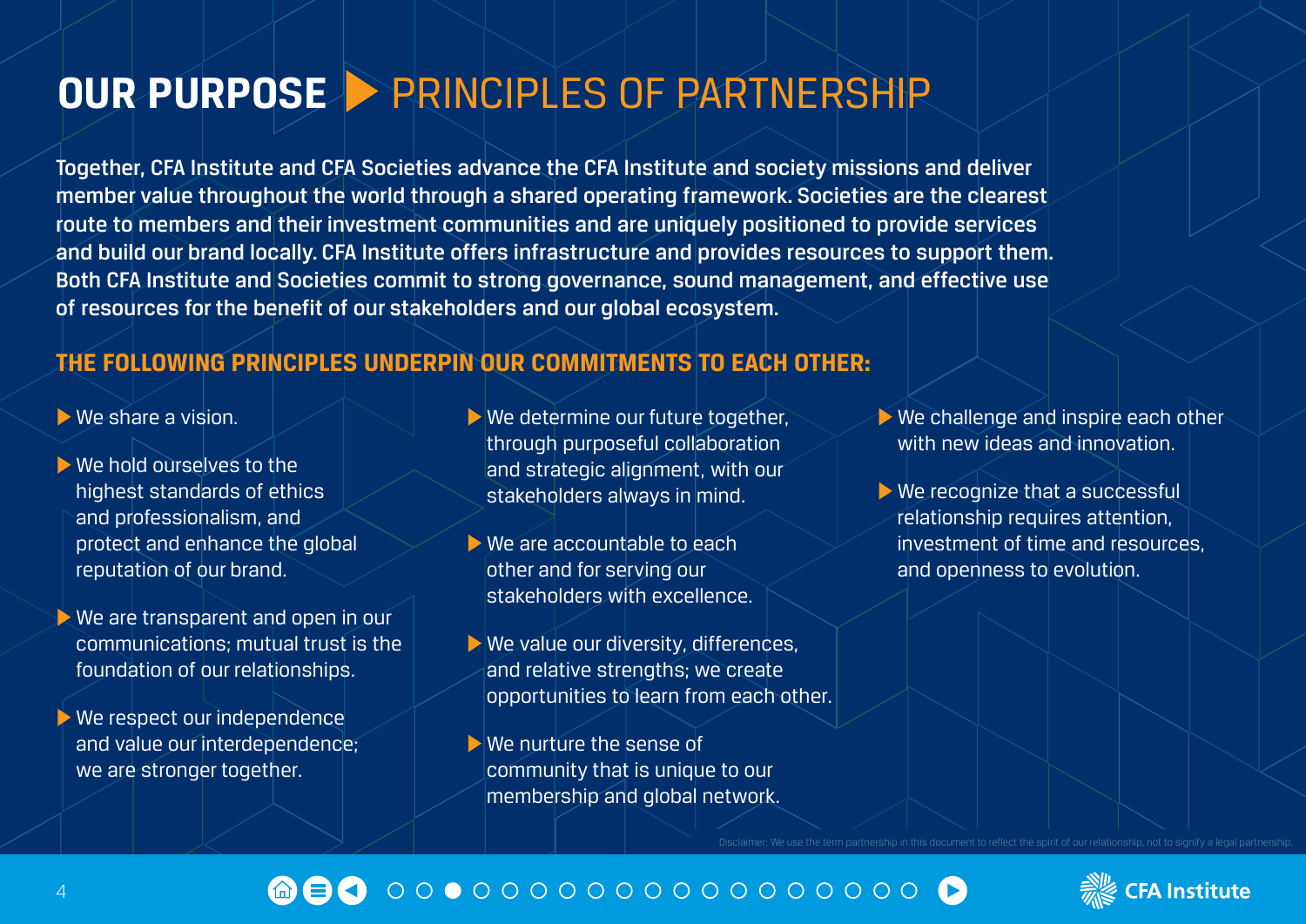# OUR PURPOSE ▶ PRINCIPLES OF PARTNERSHIP

Together, CFA Institute and CFA Societies advance the CFA Institute and society missions and deliver member value throughout the world through a shared operating framework. Societies are the clearest route to members and their investment communities and are uniquely positioned to provide services and build our brand locally. CFA Institute offers infrastructure and provides resources to support them. Both CFA Institute and Societies commit to strong governance, sound management, and effective use of resources for the benefit of our stakeholders and our global ecosystem.

## THE FOLLOWING PRINCIPLES UNDERPIN OUR COMMITMENTS TO EACH OTHER:

- We share a vision.
- We hold ourselves to the highest standards of ethics and professionalism, and protect and enhance the global reputation of our brand.
- We are transparent and open in our communications; mutual trust is the foundation of our relationships.
- We respect our independence and value our interdependence; we are stronger together.
- We determine our future together, through purposeful collaboration and strategic alignment, with our stakeholders always in mind.
- We are accountable to each other and for serving our stakeholders with excellence.
- We value our diversity, differences, and relative strengths; we create opportunities to learn from each other.
- We nurture the sense of community that is unique to our membership and global network.
- We challenge and inspire each other with new ideas and innovation.
- We recognize that a successful relationship requires attention, investment of time and resources, and openness to evolution.

Disclaimer: We use the term partnership in this document to reflect the spirit of our relationship, not to signify a legal partnership.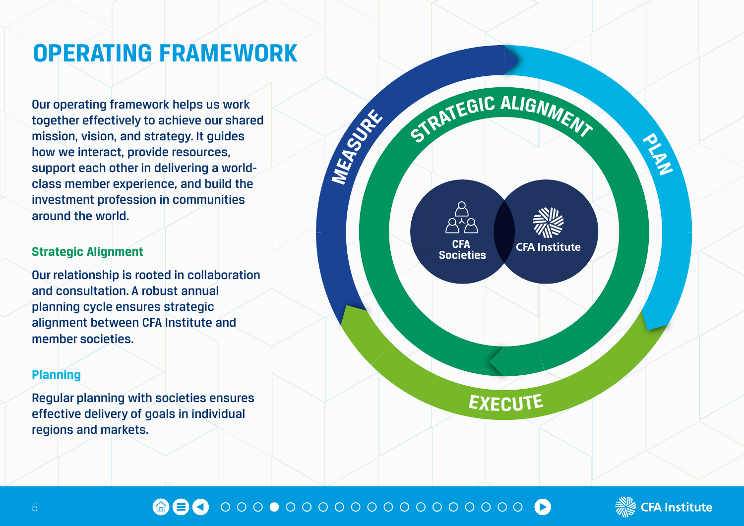# OPERATING FRAMEWORK

Our operating framework helps us work together effectively to achieve our shared mission, vision, and strategy. It guides how we interact, provide resources, support each other in delivering a world-class member experience, and build the investment profession in communities around the world.

### Strategic Alignment

Our relationship is rooted in collaboration and consultation. A robust annual planning cycle ensures strategic alignment between CFA Institute and member societies.

### Planning

Regular planning with societies ensures effective delivery of goals in individual regions and markets.

MEASURE

PLAN

EXECUTE

STRATEGIC ALIGNMENT

CFA Societies

CFA Institute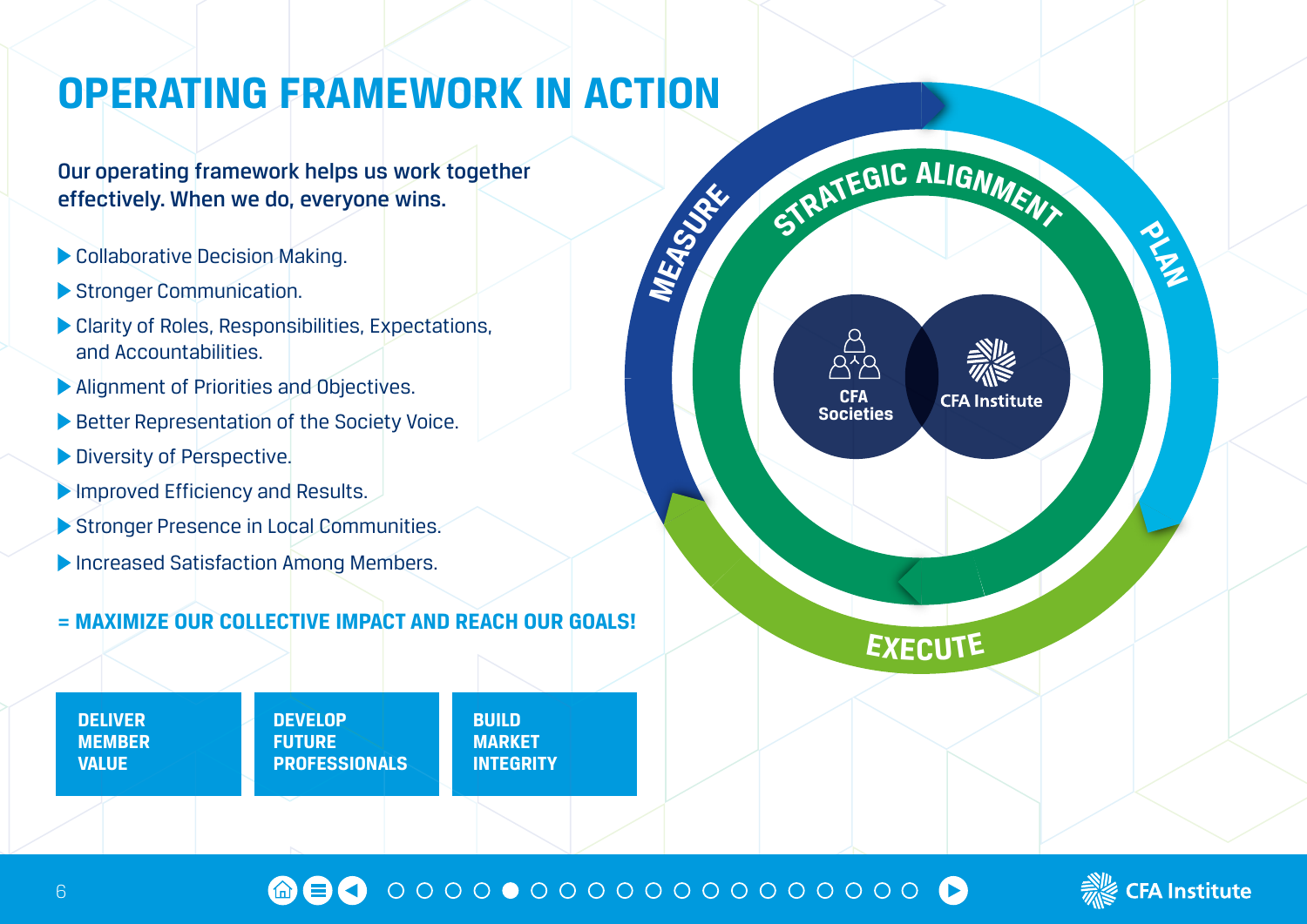# OPERATING FRAMEWORK IN ACTION

**Our operating framework helps us work together effectively. When we do, everyone wins.**

- Collaborative Decision Making.
- Stronger Communication.
- Clarity of Roles, Responsibilities, Expectations, and Accountabilities.
- Alignment of Priorities and Objectives.
- Better Representation of the Society Voice.
- Diversity of Perspective.
- Improved Efficiency and Results.
- Stronger Presence in Local Communities.
- Increased Satisfaction Among Members.

**= MAXIMIZE OUR COLLECTIVE IMPACT AND REACH OUR GOALS!**

STRATEGIC ALIGNMENT

PLAN

EXECUTE

MEASURE

CFA Societies

CFA Institute

**DELIVER MEMBER VALUE**

**DEVELOP FUTURE PROFESSIONALS**

**BUILD MARKET INTEGRITY**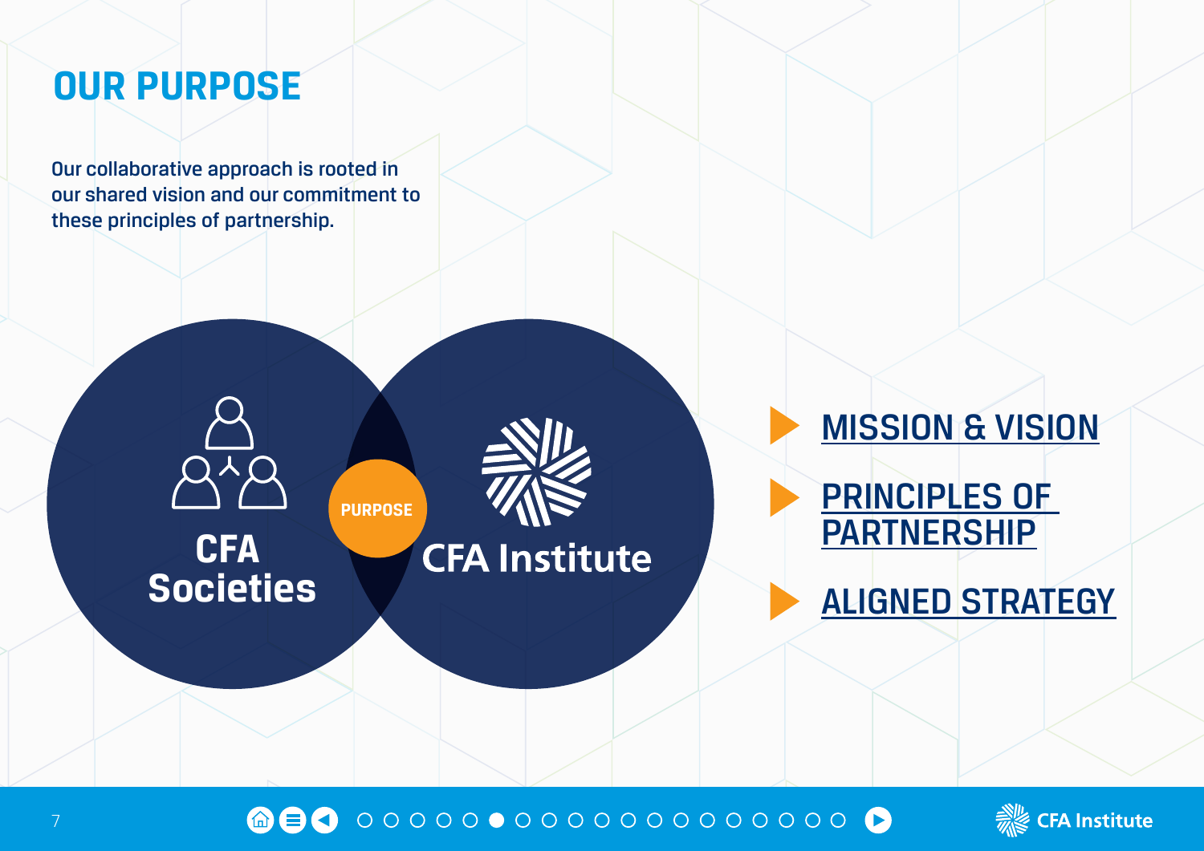# OUR PURPOSE

Our collaborative approach is rooted in our shared vision and our commitment to these principles of partnership.

CFA Societies

PURPOSE

CFA Institute

- MISSION & VISION
- PRINCIPLES OF PARTNERSHIP
- ALIGNED STRATEGY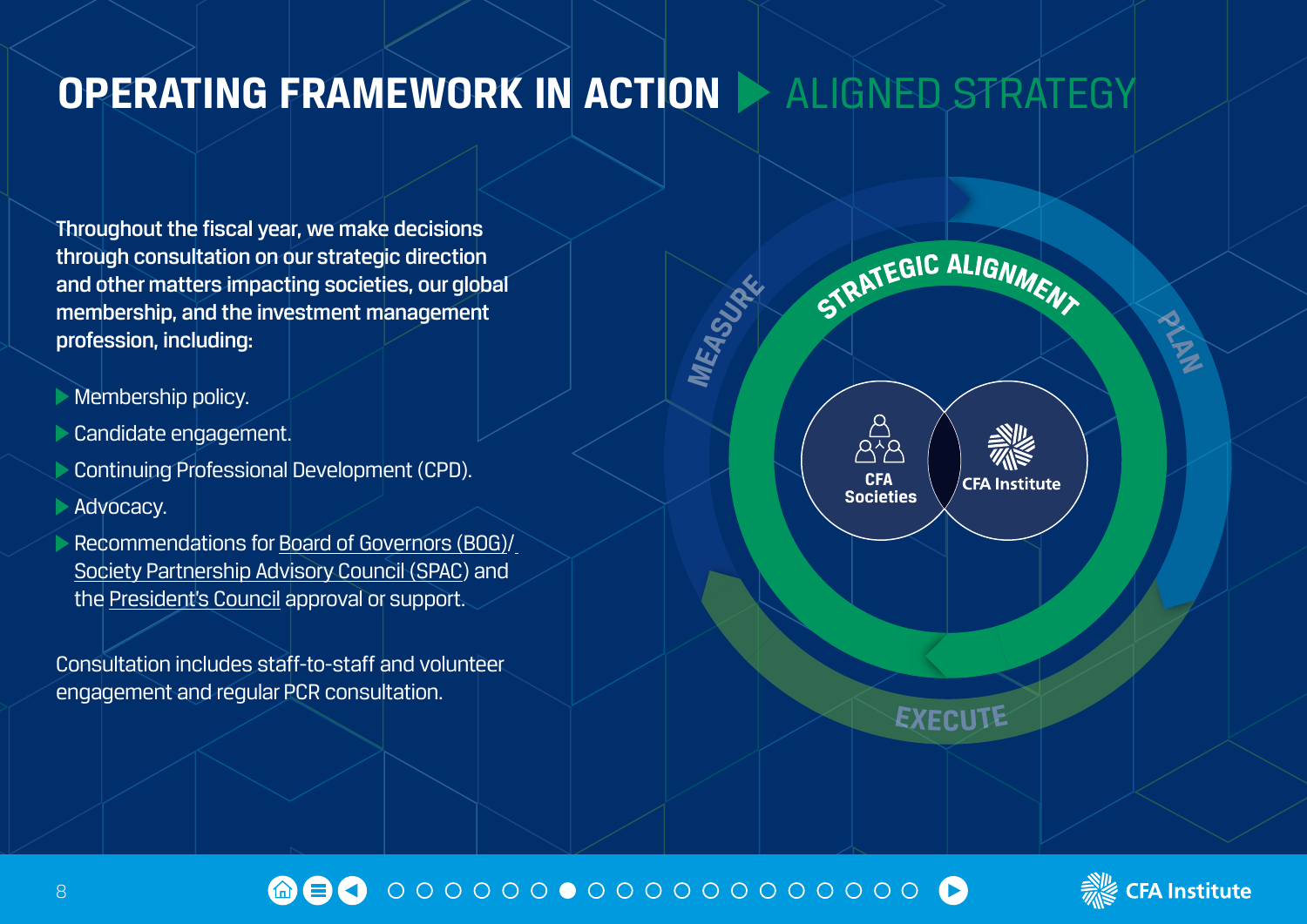# OPERATING FRAMEWORK IN ACTION ▶ ALIGNED STRATEGY

Throughout the fiscal year, we make decisions through consultation on our strategic direction and other matters impacting societies, our global membership, and the investment management profession, including:

- Membership policy.
- Candidate engagement.
- Continuing Professional Development (CPD).
- Advocacy.
- Recommendations for Board of Governors (BOG)/ Society Partnership Advisory Council (SPAC) and the President's Council approval or support.

Consultation includes staff-to-staff and volunteer engagement and regular PCR consultation.

STRATEGIC ALIGNMENT

PLAN

EXECUTE

MEASURE

CFA Societies

CFA Institute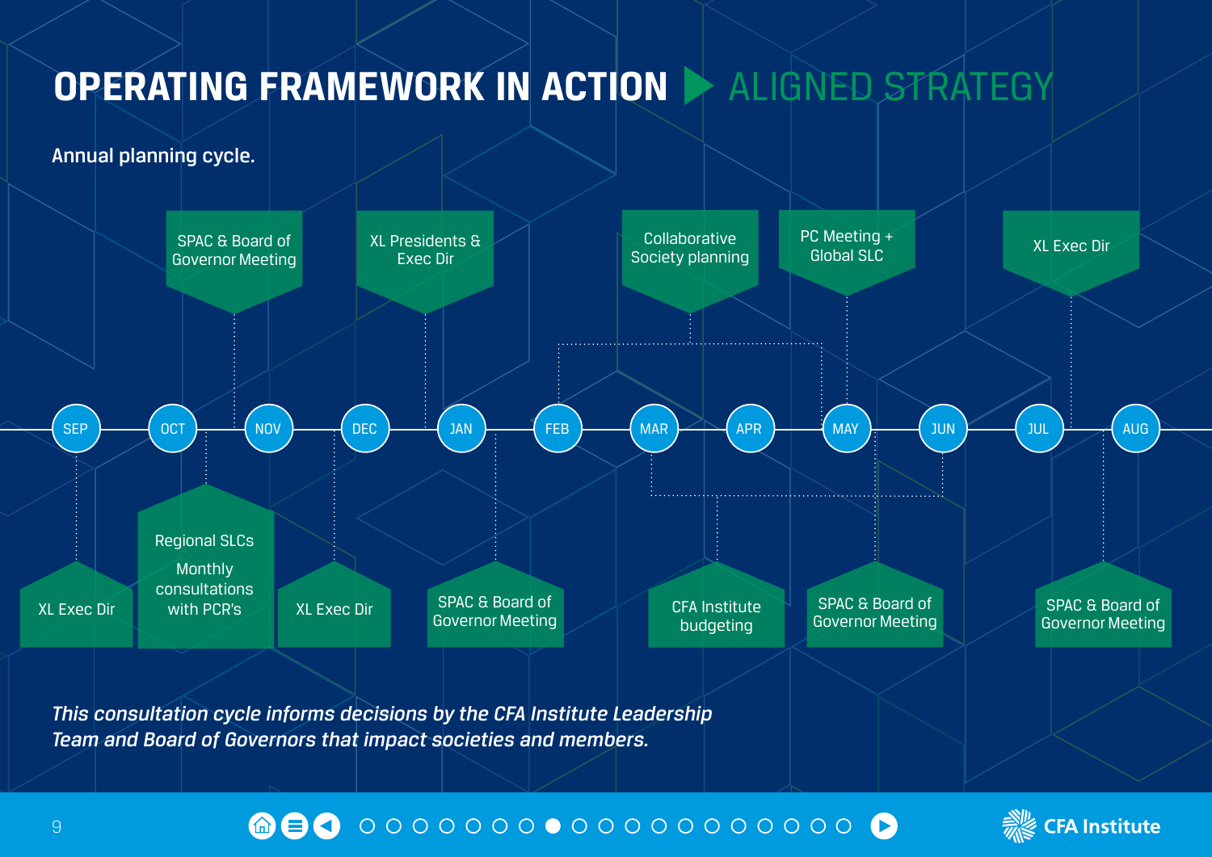# OPERATING FRAMEWORK IN ACTION ▶ ALIGNED STRATEGY

Annual planning cycle.

| Month | Activity |
|---|---|
| SEP | XL Exec Dir |
| OCT | Regional SLCs; Monthly consultations with PCR's |
| NOV | SPAC & Board of Governor Meeting |
| DEC | XL Exec Dir |
| JAN | XL Presidents & Exec Dir |
| FEB | SPAC & Board of Governor Meeting |
| FEB – MAY | Collaborative Society planning |
| MAR – JUN | CFA Institute budgeting |
| MAY | PC Meeting + Global SLC |
| JUN | SPAC & Board of Governor Meeting |
| JUL | XL Exec Dir |
| AUG | SPAC & Board of Governor Meeting |

*This consultation cycle informs decisions by the CFA Institute Leadership Team and Board of Governors that impact societies and members.*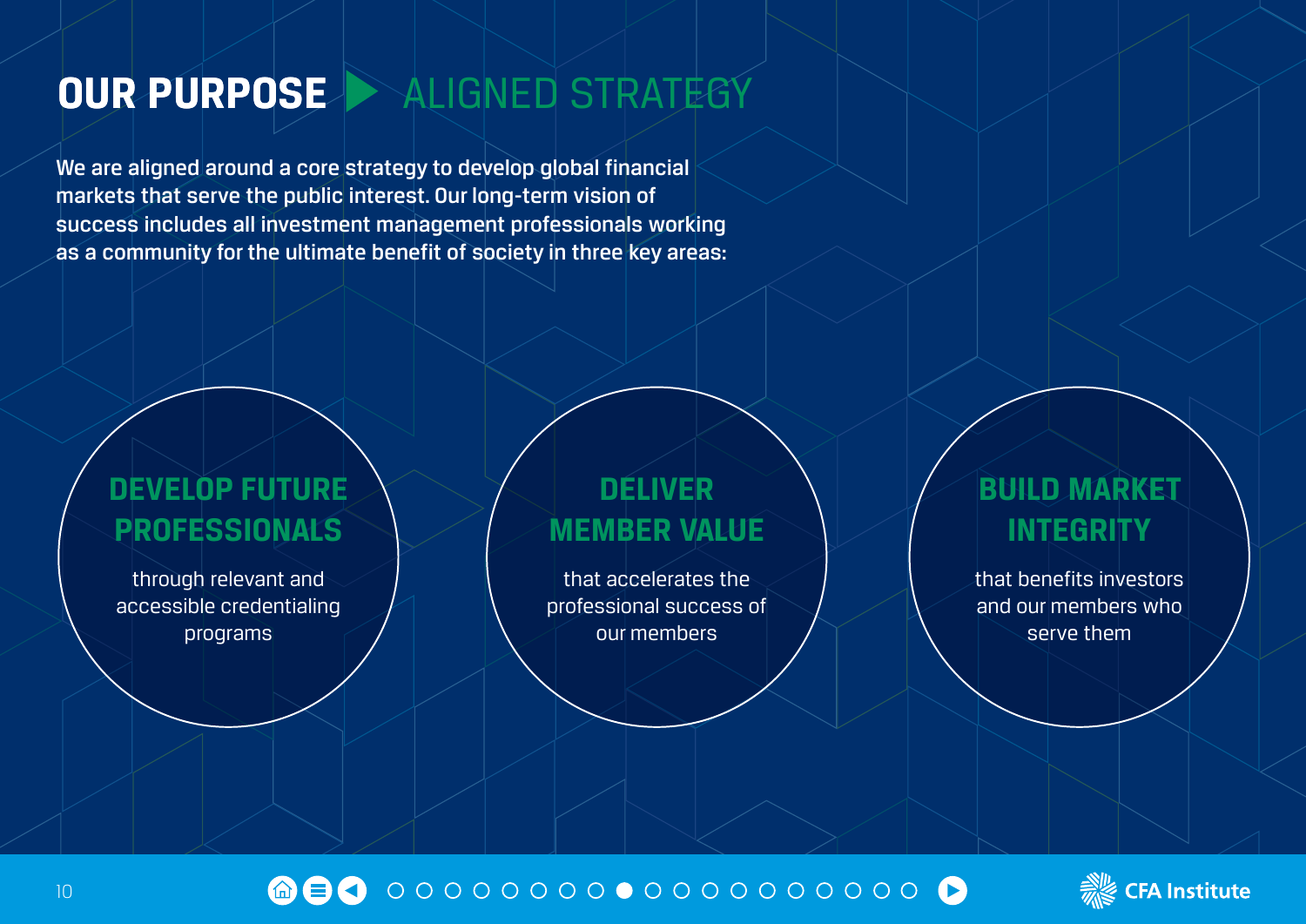# OUR PURPOSE ▶ ALIGNED STRATEGY

We are aligned around a core strategy to develop global financial markets that serve the public interest. Our long-term vision of success includes all investment management professionals working as a community for the ultimate benefit of society in three key areas:

## DEVELOP FUTURE PROFESSIONALS

through relevant and accessible credentialing programs

## DELIVER MEMBER VALUE

that accelerates the professional success of our members

## BUILD MARKET INTEGRITY

that benefits investors and our members who serve them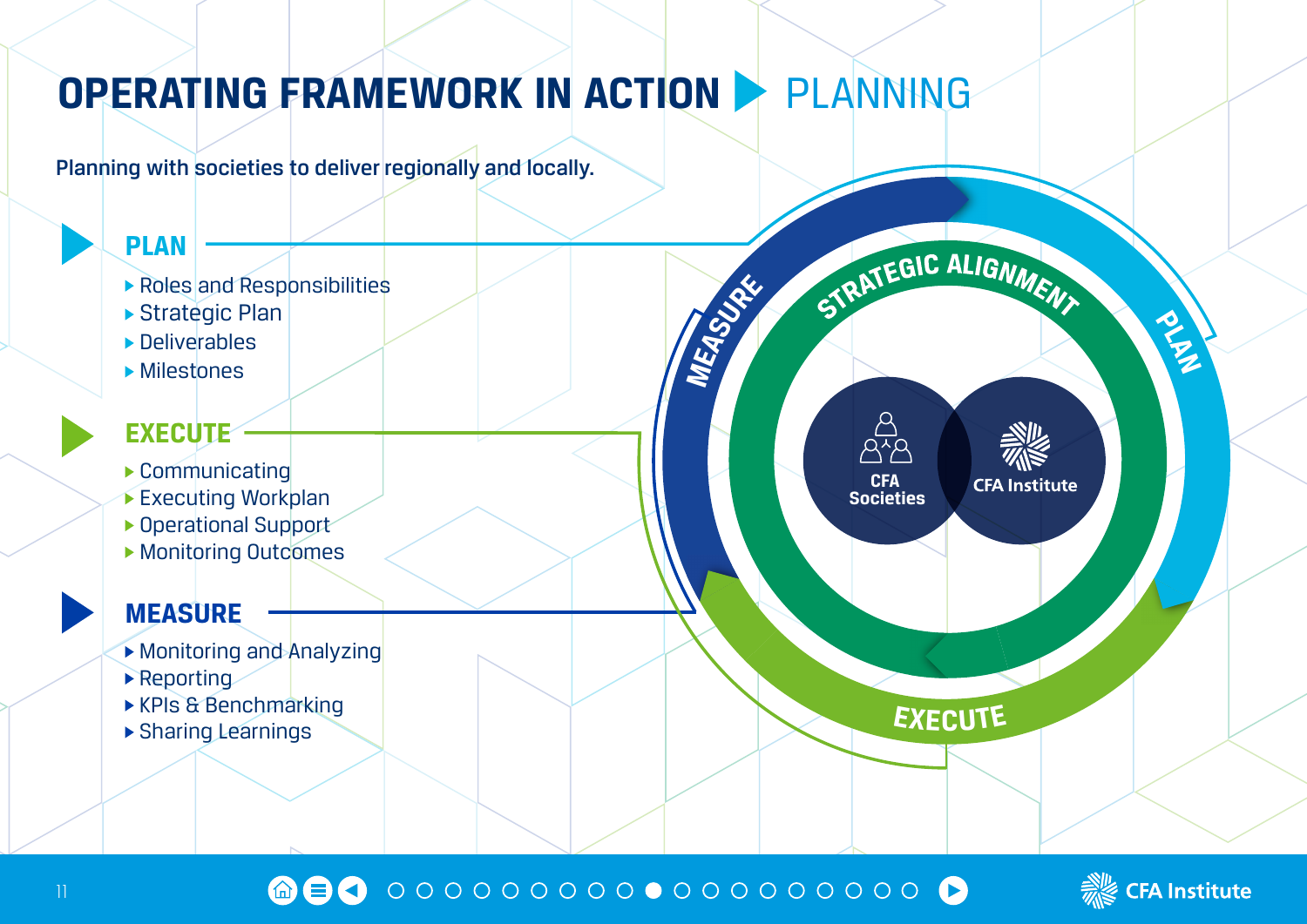# OPERATING FRAMEWORK IN ACTION ▶ PLANNING

**Planning with societies to deliver regionally and locally.**

## PLAN

- Roles and Responsibilities
- Strategic Plan
- Deliverables
- Milestones

## EXECUTE

- Communicating
- Executing Workplan
- Operational Support
- Monitoring Outcomes

## MEASURE

- Monitoring and Analyzing
- Reporting
- KPIs & Benchmarking
- Sharing Learnings

STRATEGIC ALIGNMENT

PLAN

EXECUTE

MEASURE

CFA Societies

CFA Institute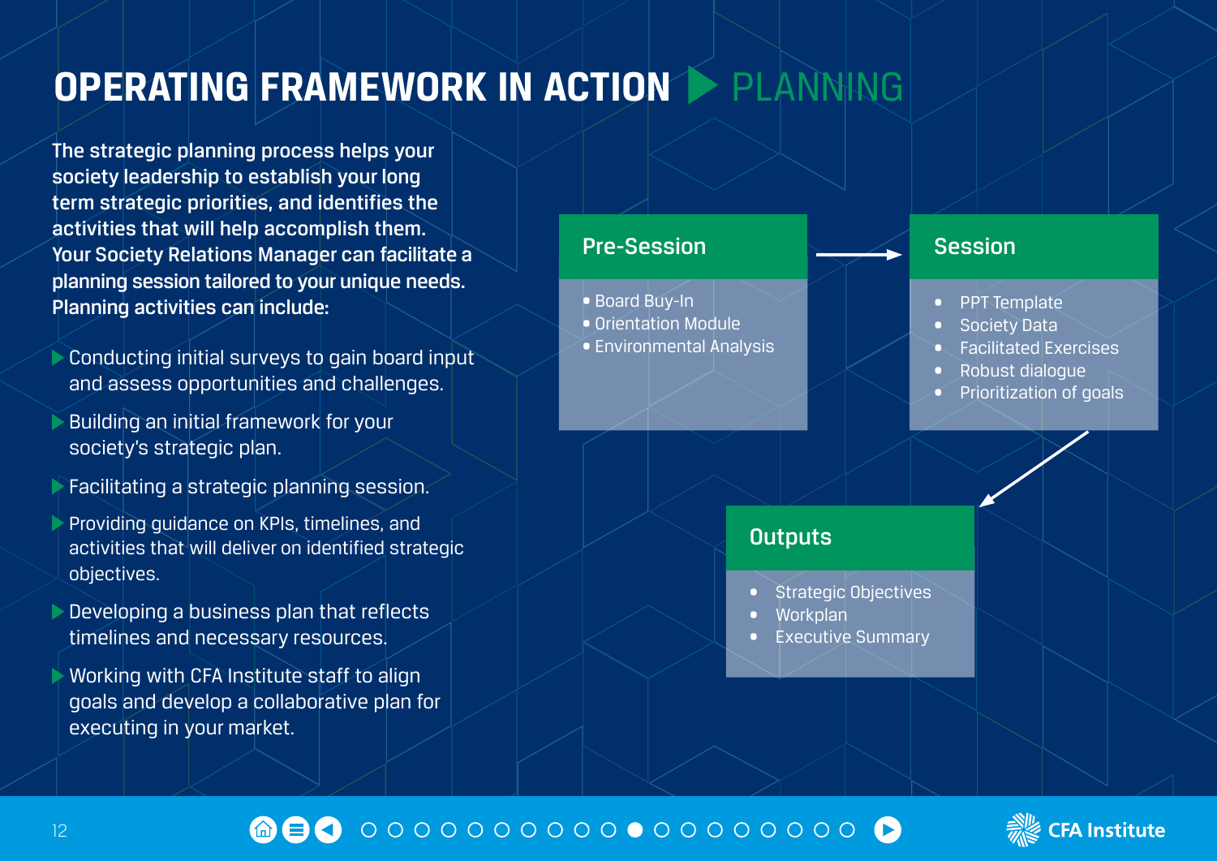# OPERATING FRAMEWORK IN ACTION ▶ PLANNING

**The strategic planning process helps your society leadership to establish your long term strategic priorities, and identifies the activities that will help accomplish them. Your Society Relations Manager can facilitate a planning session tailored to your unique needs. Planning activities can include:**

- Conducting initial surveys to gain board input and assess opportunities and challenges.
- Building an initial framework for your society's strategic plan.
- Facilitating a strategic planning session.
- Providing guidance on KPIs, timelines, and activities that will deliver on identified strategic objectives.
- Developing a business plan that reflects timelines and necessary resources.
- Working with CFA Institute staff to align goals and develop a collaborative plan for executing in your market.

### Pre-Session

- Board Buy-In
- Orientation Module
- Environmental Analysis

### Session

- PPT Template
- Society Data
- Facilitated Exercises
- Robust dialogue
- Prioritization of goals

### Outputs

- Strategic Objectives
- Workplan
- Executive Summary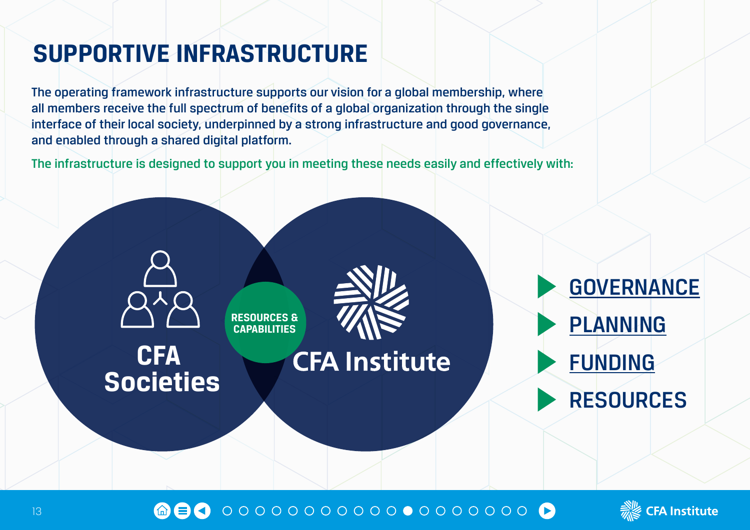# SUPPORTIVE INFRASTRUCTURE

The operating framework infrastructure supports our vision for a global membership, where all members receive the full spectrum of benefits of a global organization through the single interface of their local society, underpinned by a strong infrastructure and good governance, and enabled through a shared digital platform.

The infrastructure is designed to support you in meeting these needs easily and effectively with:

CFA Societies

RESOURCES & CAPABILITIES

CFA Institute

- GOVERNANCE
- PLANNING
- FUNDING
- RESOURCES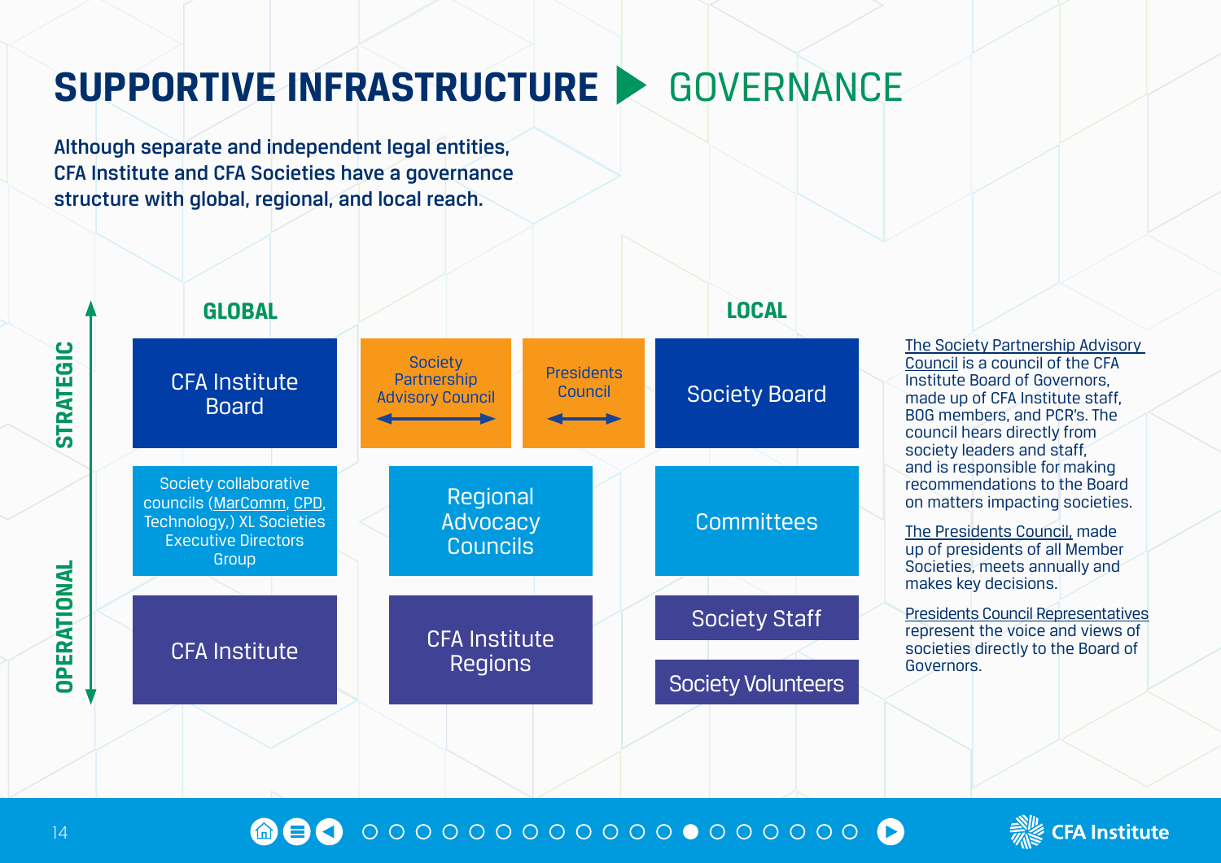# SUPPORTIVE INFRASTRUCTURE ▶ GOVERNANCE

**Although separate and independent legal entities, CFA Institute and CFA Societies have a governance structure with global, regional, and local reach.**

| | GLOBAL | | | LOCAL |
|---|---|---|---|---|
| STRATEGIC | CFA Institute Board | Society Partnership Advisory Council ⟷ | Presidents Council ⟷ | Society Board |
| | Society collaborative councils (MarComm, CPD, Technology,) XL Societies Executive Directors Group | Regional Advocacy Councils | | Committees |
| OPERATIONAL | CFA Institute | CFA Institute Regions | | Society Staff |
| | | | | Society Volunteers |

The Society Partnership Advisory Council is a council of the CFA Institute Board of Governors, made up of CFA Institute staff, BOG members, and PCR's. The council hears directly from society leaders and staff, and is responsible for making recommendations to the Board on matters impacting societies.

The Presidents Council, made up of presidents of all Member Societies, meets annually and makes key decisions.

Presidents Council Representatives represent the voice and views of societies directly to the Board of Governors.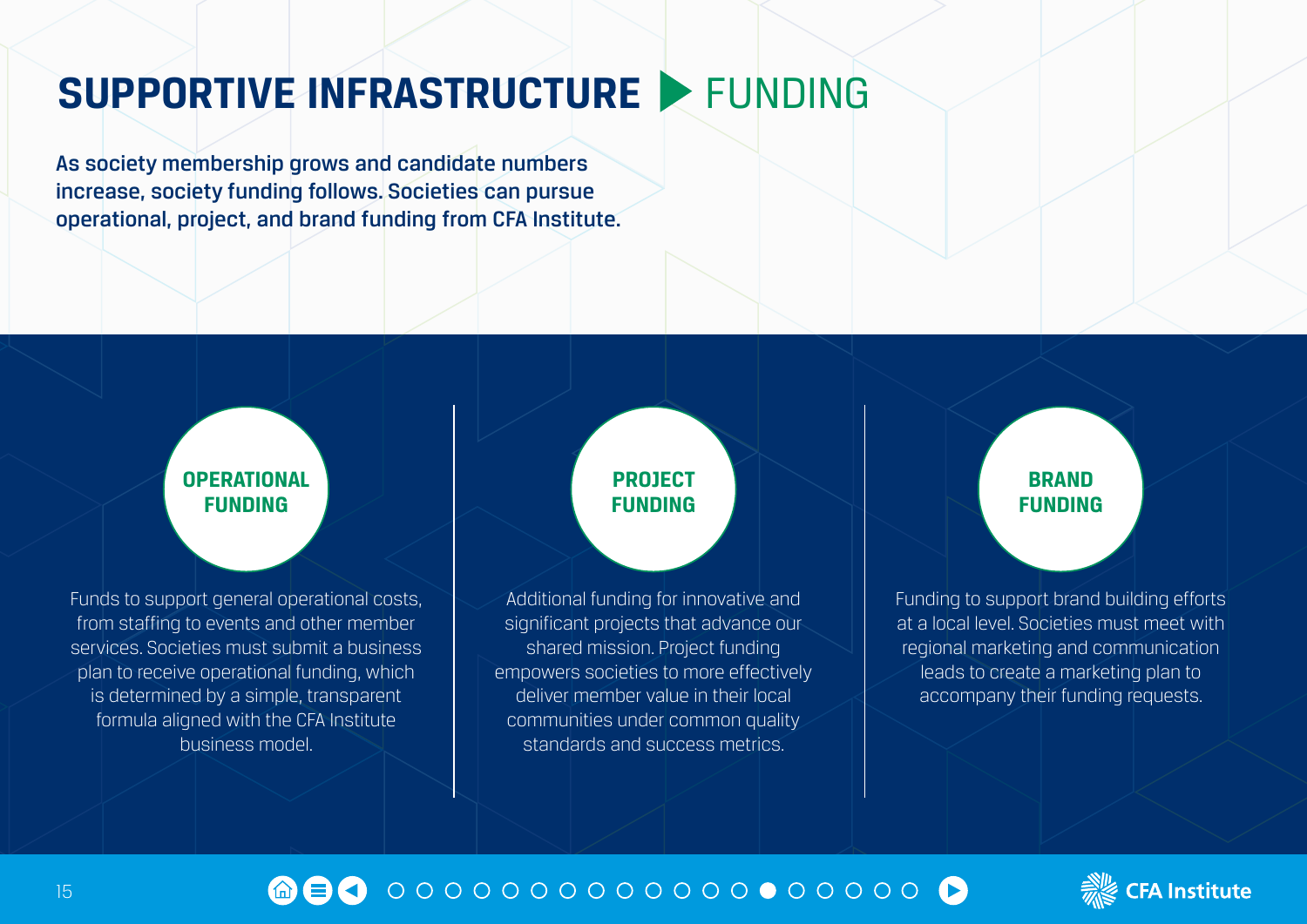# SUPPORTIVE INFRASTRUCTURE ▶ FUNDING

**As society membership grows and candidate numbers increase, society funding follows. Societies can pursue operational, project, and brand funding from CFA Institute.**

## OPERATIONAL FUNDING

Funds to support general operational costs, from staffing to events and other member services. Societies must submit a business plan to receive operational funding, which is determined by a simple, transparent formula aligned with the CFA Institute business model.

## PROJECT FUNDING

Additional funding for innovative and significant projects that advance our shared mission. Project funding empowers societies to more effectively deliver member value in their local communities under common quality standards and success metrics.

## BRAND FUNDING

Funding to support brand building efforts at a local level. Societies must meet with regional marketing and communication leads to create a marketing plan to accompany their funding requests.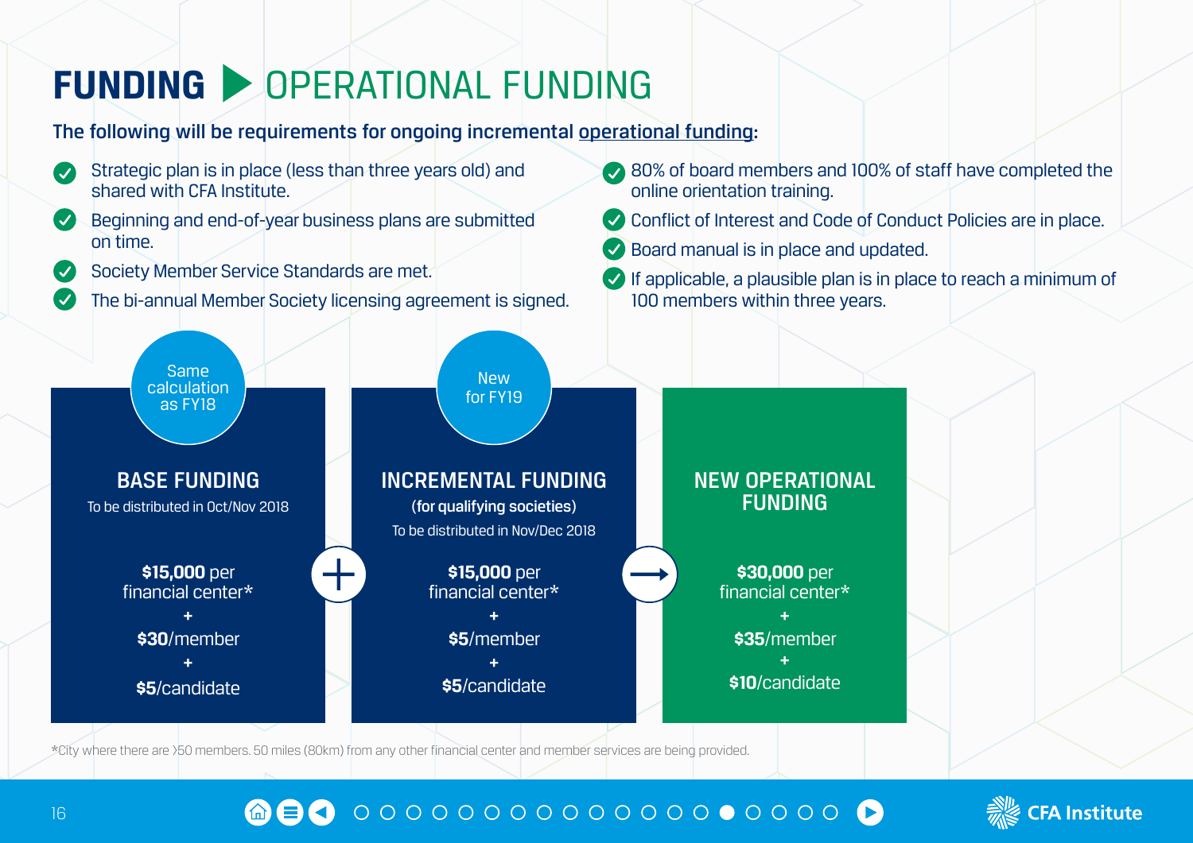# FUNDING ▶ OPERATIONAL FUNDING

**The following will be requirements for ongoing incremental operational funding:**

- Strategic plan is in place (less than three years old) and shared with CFA Institute.
- Beginning and end-of-year business plans are submitted on time.
- Society Member Service Standards are met.
- The bi-annual Member Society licensing agreement is signed.
- 80% of board members and 100% of staff have completed the online orientation training.
- Conflict of Interest and Code of Conduct Policies are in place.
- Board manual is in place and updated.
- If applicable, a plausible plan is in place to reach a minimum of 100 members within three years.

### BASE FUNDING

*Same calculation as FY18*

To be distributed in Oct/Nov 2018

**$15,000** per financial center*
+
**$30**/member
+
**$5**/candidate

**+**

### INCREMENTAL FUNDING

*New for FY19*

(for qualifying societies)

To be distributed in Nov/Dec 2018

**$15,000** per financial center*
+
**$5**/member
+
**$5**/candidate

**→**

### NEW OPERATIONAL FUNDING

**$30,000** per financial center*
+
**$35**/member
+
**$10**/candidate

*City where there are >50 members. 50 miles (80km) from any other financial center and member services are being provided.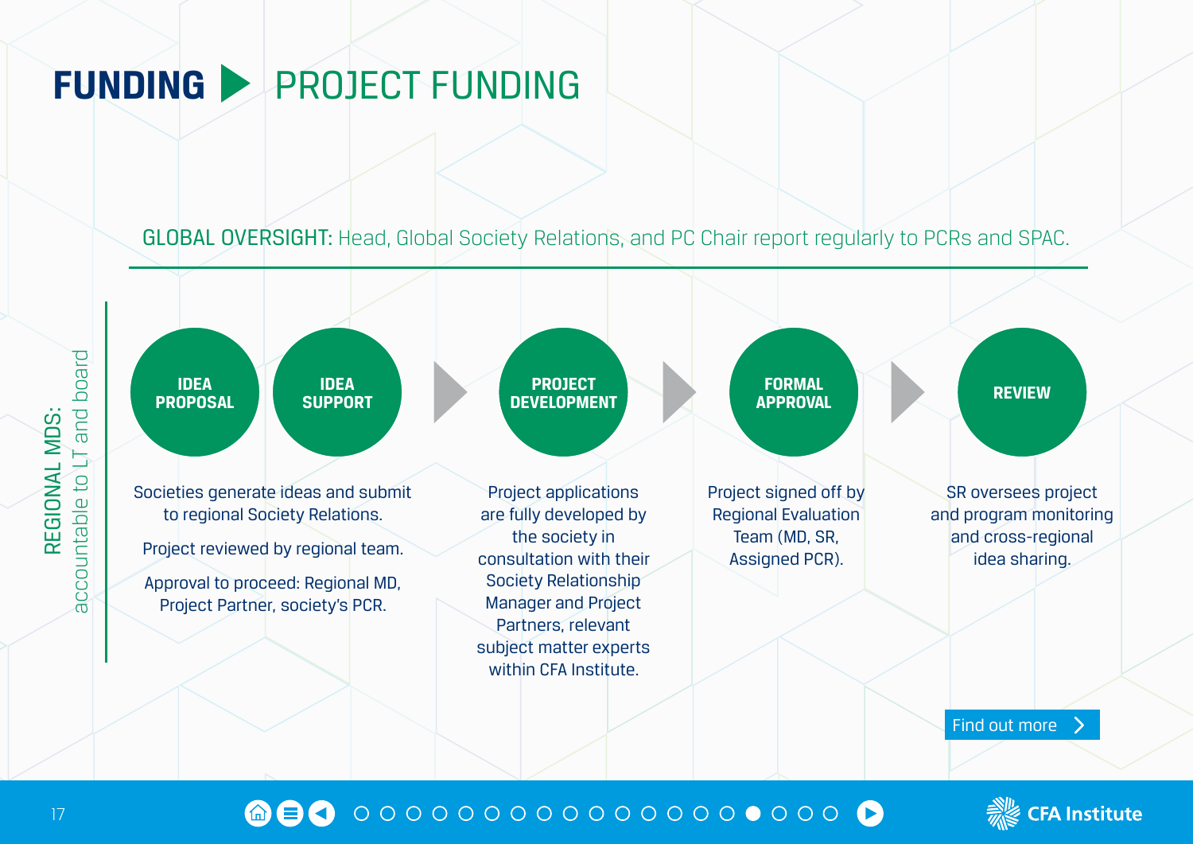# FUNDING ▶ PROJECT FUNDING

**GLOBAL OVERSIGHT:** Head, Global Society Relations, and PC Chair report regularly to PCRs and SPAC.

**REGIONAL MDS:** accountable to LT and board

### IDEA PROPOSAL / IDEA SUPPORT

Societies generate ideas and submit to regional Society Relations.

Project reviewed by regional team.

Approval to proceed: Regional MD, Project Partner, society's PCR.

### PROJECT DEVELOPMENT

Project applications are fully developed by the society in consultation with their Society Relationship Manager and Project Partners, relevant subject matter experts within CFA Institute.

### FORMAL APPROVAL

Project signed off by Regional Evaluation Team (MD, SR, Assigned PCR).

### REVIEW

SR oversees project and program monitoring and cross-regional idea sharing.

Find out more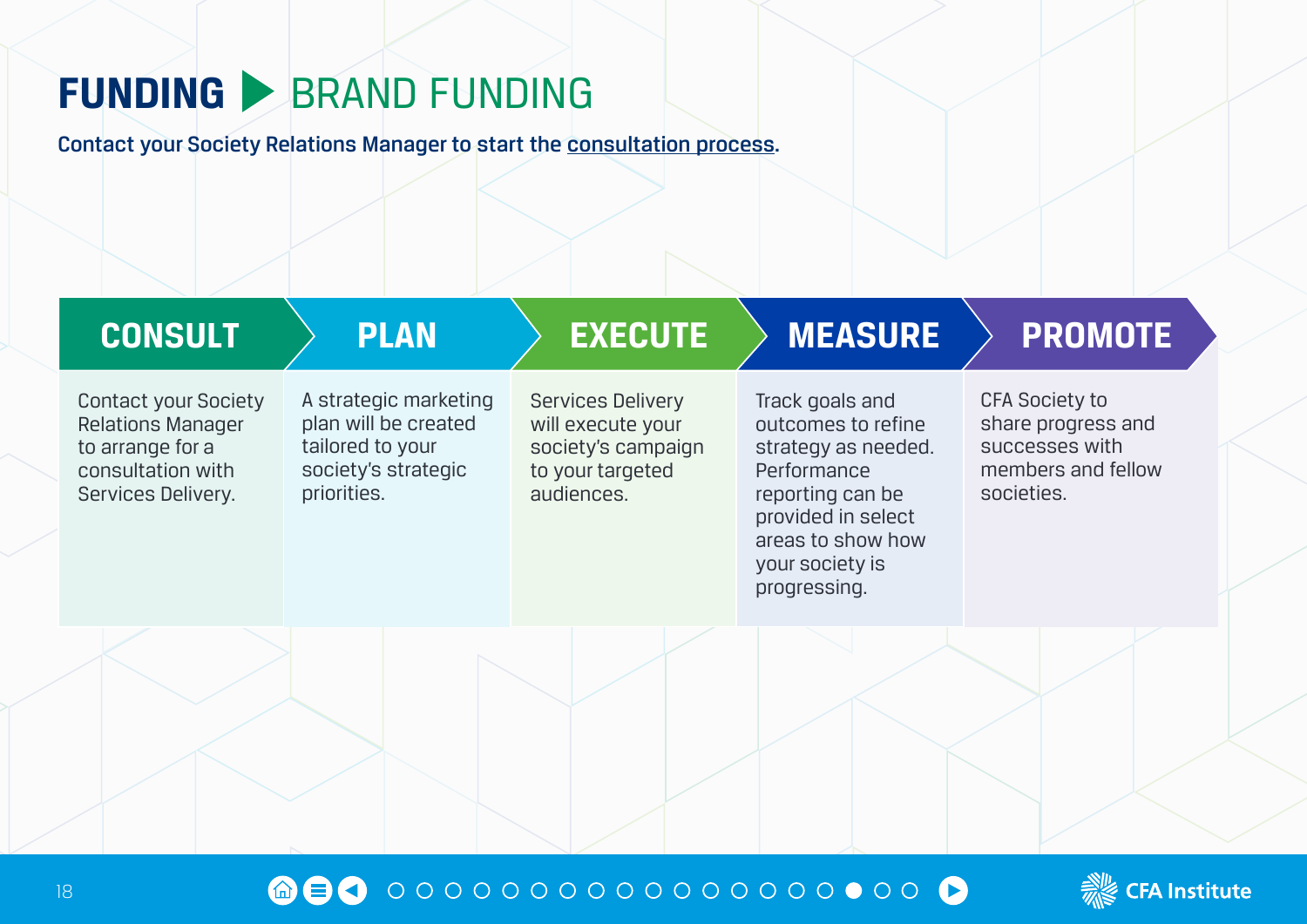# FUNDING ▶ BRAND FUNDING

**Contact your Society Relations Manager to start the consultation process.**

| CONSULT | PLAN | EXECUTE | MEASURE | PROMOTE |
|---|---|---|---|---|
| Contact your Society Relations Manager to arrange for a consultation with Services Delivery. | A strategic marketing plan will be created tailored to your society's strategic priorities. | Services Delivery will execute your society's campaign to your targeted audiences. | Track goals and outcomes to refine strategy as needed. Performance reporting can be provided in select areas to show how your society is progressing. | CFA Society to share progress and successes with members and fellow societies. |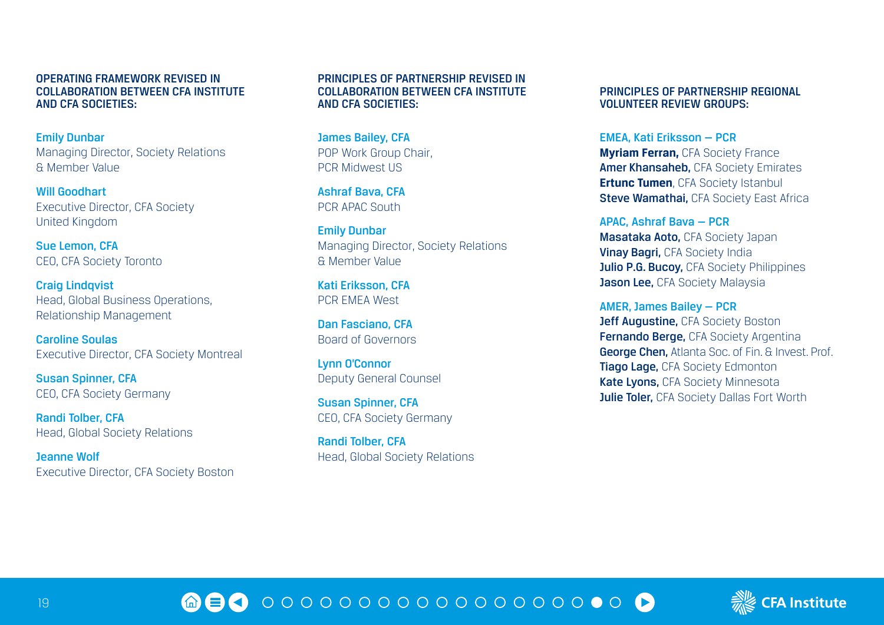### OPERATING FRAMEWORK REVISED IN COLLABORATION BETWEEN CFA INSTITUTE AND CFA SOCIETIES:

**Emily Dunbar**
Managing Director, Society Relations & Member Value

**Will Goodhart**
Executive Director, CFA Society United Kingdom

**Sue Lemon, CFA**
CEO, CFA Society Toronto

**Craig Lindqvist**
Head, Global Business Operations, Relationship Management

**Caroline Soulas**
Executive Director, CFA Society Montreal

**Susan Spinner, CFA**
CEO, CFA Society Germany

**Randi Tolber, CFA**
Head, Global Society Relations

**Jeanne Wolf**
Executive Director, CFA Society Boston

### PRINCIPLES OF PARTNERSHIP REVISED IN COLLABORATION BETWEEN CFA INSTITUTE AND CFA SOCIETIES:

**James Bailey, CFA**
POP Work Group Chair, PCR Midwest US

**Ashraf Bava, CFA**
PCR APAC South

**Emily Dunbar**
Managing Director, Society Relations & Member Value

**Kati Eriksson, CFA**
PCR EMEA West

**Dan Fasciano, CFA**
Board of Governors

**Lynn O'Connor**
Deputy General Counsel

**Susan Spinner, CFA**
CEO, CFA Society Germany

**Randi Tolber, CFA**
Head, Global Society Relations

### PRINCIPLES OF PARTNERSHIP REGIONAL VOLUNTEER REVIEW GROUPS:

**EMEA, Kati Eriksson – PCR**
**Myriam Ferran,** CFA Society France
**Amer Khansaheb,** CFA Society Emirates
**Ertunc Tumen**, CFA Society Istanbul
**Steve Wamathai,** CFA Society East Africa

**APAC, Ashraf Bava – PCR**
**Masataka Aoto,** CFA Society Japan
**Vinay Bagri,** CFA Society India
**Julio P.G. Bucoy,** CFA Society Philippines
**Jason Lee,** CFA Society Malaysia

**AMER, James Bailey – PCR**
**Jeff Augustine,** CFA Society Boston
**Fernando Berge,** CFA Society Argentina
**George Chen,** Atlanta Soc. of Fin. & Invest. Prof.
**Tiago Lage,** CFA Society Edmonton
**Kate Lyons,** CFA Society Minnesota
**Julie Toler,** CFA Society Dallas Fort Worth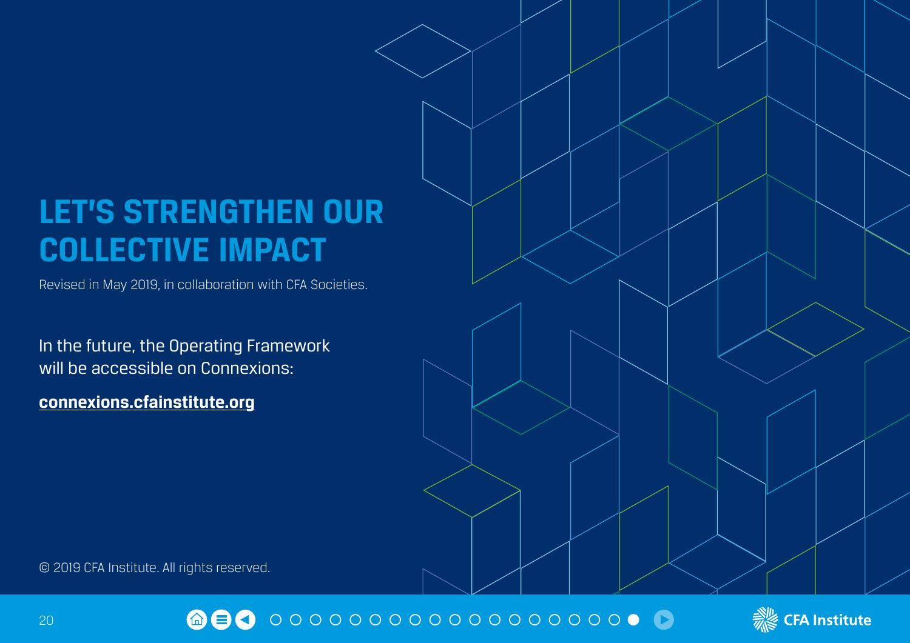# LET'S STRENGTHEN OUR COLLECTIVE IMPACT

Revised in May 2019, in collaboration with CFA Societies.

In the future, the Operating Framework will be accessible on Connexions:

**connexions.cfainstitute.org**

© 2019 CFA Institute. All rights reserved.